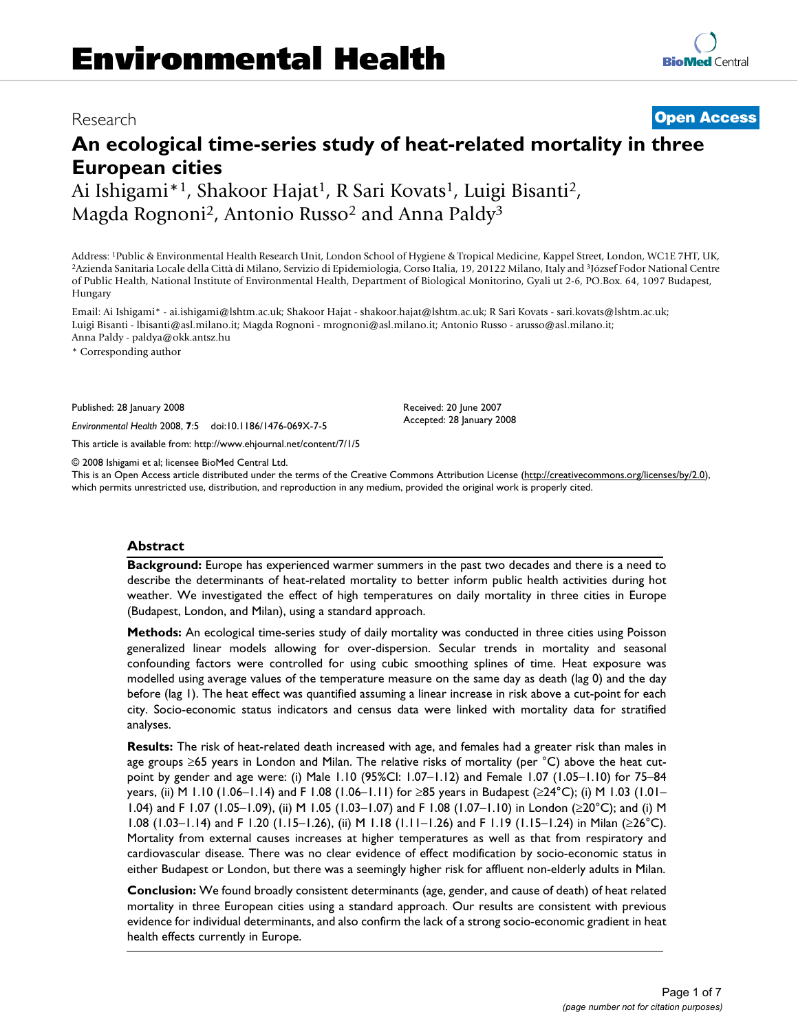# Environmental Health

Research

**Open Access**

## An ecological time-series study of heat-related mortality in three European cities

Ai Ishigami*[1], Shakoor Hajat[1], R Sari Kovats[1], Luigi Bisanti[2], Magda Rognoni[2], Antonio Russo[2] and Anna Paldy[3]

Address: [1]Public & Environmental Health Research Unit, London School of Hygiene & Tropical Medicine, Kappel Street, London, WC1E 7HT, UK, [2]Azienda Sanitaria Locale della Città di Milano, Servizio di Epidemiologia, Corso Italia, 19, 20122 Milano, Italy and [3]József Fodor National Centre of Public Health, National Institute of Environmental Health, Department of Biological Monitorino, Gyali ut 2-6, PO.Box. 64, 1097 Budapest, Hungary

Email: Ai Ishigami* - ai.ishigami@lshtm.ac.uk; Shakoor Hajat - shakoor.hajat@lshtm.ac.uk; R Sari Kovats - sari.kovats@lshtm.ac.uk; Luigi Bisanti - lbisanti@asl.milano.it; Magda Rognoni - mrognoni@asl.milano.it; Antonio Russo - arusso@asl.milano.it; Anna Paldy - paldya@okk.antsz.hu

\* Corresponding author

Published: 28 January 2008

*Environmental Health* 2008, **7**:5 doi:10.1186/1476-069X-7-5

Received: 20 June 2007
Accepted: 28 January 2008

This article is available from: http://www.ehjournal.net/content/7/1/5

© 2008 Ishigami et al; licensee BioMed Central Ltd.
This is an Open Access article distributed under the terms of the Creative Commons Attribution License (http://creativecommons.org/licenses/by/2.0), which permits unrestricted use, distribution, and reproduction in any medium, provided the original work is properly cited.

### Abstract

**Background:** Europe has experienced warmer summers in the past two decades and there is a need to describe the determinants of heat-related mortality to better inform public health activities during hot weather. We investigated the effect of high temperatures on daily mortality in three cities in Europe (Budapest, London, and Milan), using a standard approach.

**Methods:** An ecological time-series study of daily mortality was conducted in three cities using Poisson generalized linear models allowing for over-dispersion. Secular trends in mortality and seasonal confounding factors were controlled for using cubic smoothing splines of time. Heat exposure was modelled using average values of the temperature measure on the same day as death (lag 0) and the day before (lag 1). The heat effect was quantified assuming a linear increase in risk above a cut-point for each city. Socio-economic status indicators and census data were linked with mortality data for stratified analyses.

**Results:** The risk of heat-related death increased with age, and females had a greater risk than males in age groups ≥65 years in London and Milan. The relative risks of mortality (per °C) above the heat cut-point by gender and age were: (i) Male 1.10 (95%CI: 1.07–1.12) and Female 1.07 (1.05–1.10) for 75–84 years, (ii) M 1.10 (1.06–1.14) and F 1.08 (1.06–1.11) for ≥85 years in Budapest (≥24°C); (i) M 1.03 (1.01–1.04) and F 1.07 (1.05–1.09), (ii) M 1.05 (1.03–1.07) and F 1.08 (1.07–1.10) in London (≥20°C); and (i) M 1.08 (1.03–1.14) and F 1.20 (1.15–1.26), (ii) M 1.18 (1.11–1.26) and F 1.19 (1.15–1.24) in Milan (≥26°C). Mortality from external causes increases at higher temperatures as well as that from respiratory and cardiovascular disease. There was no clear evidence of effect modification by socio-economic status in either Budapest or London, but there was a seemingly higher risk for affluent non-elderly adults in Milan.

**Conclusion:** We found broadly consistent determinants (age, gender, and cause of death) of heat related mortality in three European cities using a standard approach. Our results are consistent with previous evidence for individual determinants, and also confirm the lack of a strong socio-economic gradient in heat health effects currently in Europe.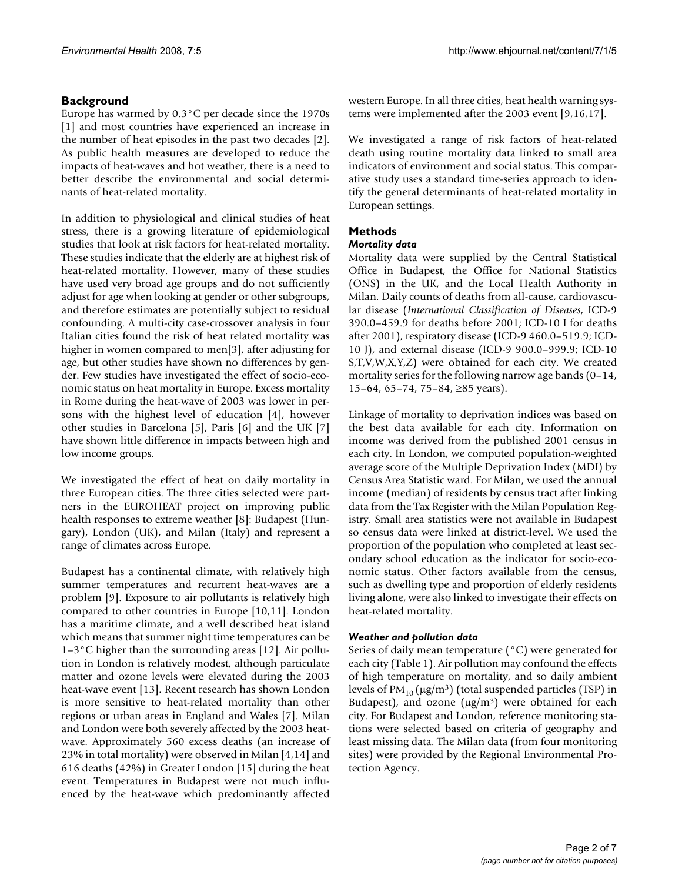## Background

Europe has warmed by 0.3°C per decade since the 1970s [1] and most countries have experienced an increase in the number of heat episodes in the past two decades [2]. As public health measures are developed to reduce the impacts of heat-waves and hot weather, there is a need to better describe the environmental and social determinants of heat-related mortality.

In addition to physiological and clinical studies of heat stress, there is a growing literature of epidemiological studies that look at risk factors for heat-related mortality. These studies indicate that the elderly are at highest risk of heat-related mortality. However, many of these studies have used very broad age groups and do not sufficiently adjust for age when looking at gender or other subgroups, and therefore estimates are potentially subject to residual confounding. A multi-city case-crossover analysis in four Italian cities found the risk of heat related mortality was higher in women compared to men[3], after adjusting for age, but other studies have shown no differences by gender. Few studies have investigated the effect of socio-economic status on heat mortality in Europe. Excess mortality in Rome during the heat-wave of 2003 was lower in persons with the highest level of education [4], however other studies in Barcelona [5], Paris [6] and the UK [7] have shown little difference in impacts between high and low income groups.

We investigated the effect of heat on daily mortality in three European cities. The three cities selected were partners in the EUROHEAT project on improving public health responses to extreme weather [8]: Budapest (Hungary), London (UK), and Milan (Italy) and represent a range of climates across Europe.

Budapest has a continental climate, with relatively high summer temperatures and recurrent heat-waves are a problem [9]. Exposure to air pollutants is relatively high compared to other countries in Europe [10,11]. London has a maritime climate, and a well described heat island which means that summer night time temperatures can be 1–3°C higher than the surrounding areas [12]. Air pollution in London is relatively modest, although particulate matter and ozone levels were elevated during the 2003 heat-wave event [13]. Recent research has shown London is more sensitive to heat-related mortality than other regions or urban areas in England and Wales [7]. Milan and London were both severely affected by the 2003 heat-wave. Approximately 560 excess deaths (an increase of 23% in total mortality) were observed in Milan [4,14] and 616 deaths (42%) in Greater London [15] during the heat event. Temperatures in Budapest were not much influenced by the heat-wave which predominantly affected western Europe. In all three cities, heat health warning systems were implemented after the 2003 event [9,16,17].

We investigated a range of risk factors of heat-related death using routine mortality data linked to small area indicators of environment and social status. This comparative study uses a standard time-series approach to identify the general determinants of heat-related mortality in European settings.

## Methods

### *Mortality data*

Mortality data were supplied by the Central Statistical Office in Budapest, the Office for National Statistics (ONS) in the UK, and the Local Health Authority in Milan. Daily counts of deaths from all-cause, cardiovascular disease (*International Classification of Diseases*, ICD-9 390.0–459.9 for deaths before 2001; ICD-10 I for deaths after 2001), respiratory disease (ICD-9 460.0–519.9; ICD-10 J), and external disease (ICD-9 900.0–999.9; ICD-10 S,T,V,W,X,Y,Z) were obtained for each city. We created mortality series for the following narrow age bands (0–14, 15–64, 65–74, 75–84, ≥85 years).

Linkage of mortality to deprivation indices was based on the best data available for each city. Information on income was derived from the published 2001 census in each city. In London, we computed population-weighted average score of the Multiple Deprivation Index (MDI) by Census Area Statistic ward. For Milan, we used the annual income (median) of residents by census tract after linking data from the Tax Register with the Milan Population Registry. Small area statistics were not available in Budapest so census data were linked at district-level. We used the proportion of the population who completed at least secondary school education as the indicator for socio-economic status. Other factors available from the census, such as dwelling type and proportion of elderly residents living alone, were also linked to investigate their effects on heat-related mortality.

### *Weather and pollution data*

Series of daily mean temperature (°C) were generated for each city (Table 1). Air pollution may confound the effects of high temperature on mortality, and so daily ambient levels of $PM_{10}$ (μg/m³) (total suspended particles (TSP) in Budapest), and ozone (μg/m³) were obtained for each city. For Budapest and London, reference monitoring stations were selected based on criteria of geography and least missing data. The Milan data (from four monitoring sites) were provided by the Regional Environmental Protection Agency.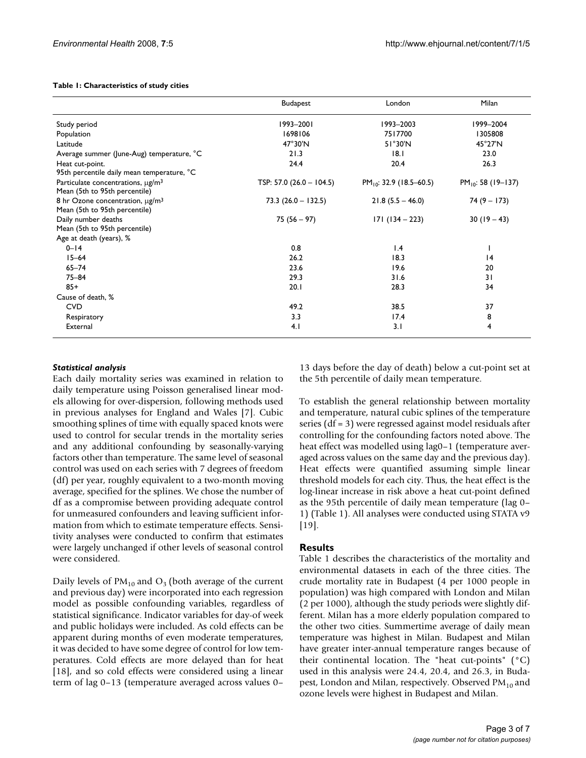**Table 1: Characteristics of study cities**

| | Budapest | London | Milan |
|---|---|---|---|
| Study period | 1993–2001 | 1993–2003 | 1999–2004 |
| Population | 1698106 | 7517700 | 1305808 |
| Latitude | 47°30'N | 51°30'N | 45°27'N |
| Average summer (June-Aug) temperature, °C | 21.3 | 18.1 | 23.0 |
| Heat cut-point. 95th percentile daily mean temperature, °C | 24.4 | 20.4 | 26.3 |
| Particulate concentrations, μg/m³ Mean (5th to 95th percentile) | TSP: 57.0 (26.0 – 104.5) | $PM_{10}$: 32.9 (18.5–60.5) | $PM_{10}$: 58 (19–137) |
| 8 hr Ozone concentration, μg/m³ Mean (5th to 95th percentile) | 73.3 (26.0 – 132.5) | 21.8 (5.5 – 46.0) | 74 (9 – 173) |
| Daily number deaths Mean (5th to 95th percentile) | 75 (56 – 97) | 171 (134 – 223) | 30 (19 – 43) |
| Age at death (years), % | | | |
| 0–14 | 0.8 | 1.4 | 1 |
| 15–64 | 26.2 | 18.3 | 14 |
| 65–74 | 23.6 | 19.6 | 20 |
| 75–84 | 29.3 | 31.6 | 31 |
| 85+ | 20.1 | 28.3 | 34 |
| Cause of death, % | | | |
| CVD | 49.2 | 38.5 | 37 |
| Respiratory | 3.3 | 17.4 | 8 |
| External | 4.1 | 3.1 | 4 |

### *Statistical analysis*

Each daily mortality series was examined in relation to daily temperature using Poisson generalised linear models allowing for over-dispersion, following methods used in previous analyses for England and Wales [7]. Cubic smoothing splines of time with equally spaced knots were used to control for secular trends in the mortality series and any additional confounding by seasonally-varying factors other than temperature. The same level of seasonal control was used on each series with 7 degrees of freedom (df) per year, roughly equivalent to a two-month moving average, specified for the splines. We chose the number of df as a compromise between providing adequate control for unmeasured confounders and leaving sufficient information from which to estimate temperature effects. Sensitivity analyses were conducted to confirm that estimates were largely unchanged if other levels of seasonal control were considered.

Daily levels of $PM_{10}$ and $O_3$ (both average of the current and previous day) were incorporated into each regression model as possible confounding variables, regardless of statistical significance. Indicator variables for day-of week and public holidays were included. As cold effects can be apparent during months of even moderate temperatures, it was decided to have some degree of control for low temperatures. Cold effects are more delayed than for heat [18], and so cold effects were considered using a linear term of lag 0–13 (temperature averaged across values 0–13 days before the day of death) below a cut-point set at the 5th percentile of daily mean temperature.

To establish the general relationship between mortality and temperature, natural cubic splines of the temperature series (df = 3) were regressed against model residuals after controlling for the confounding factors noted above. The heat effect was modelled using lag0–1 (temperature averaged across values on the same day and the previous day). Heat effects were quantified assuming simple linear threshold models for each city. Thus, the heat effect is the log-linear increase in risk above a heat cut-point defined as the 95th percentile of daily mean temperature (lag 0–1) (Table 1). All analyses were conducted using STATA v9 [19].

## Results

Table 1 describes the characteristics of the mortality and environmental datasets in each of the three cities. The crude mortality rate in Budapest (4 per 1000 people in population) was high compared with London and Milan (2 per 1000), although the study periods were slightly different. Milan has a more elderly population compared to the other two cities. Summertime average of daily mean temperature was highest in Milan. Budapest and Milan have greater inter-annual temperature ranges because of their continental location. The "heat cut-points" (°C) used in this analysis were 24.4, 20.4, and 26.3, in Budapest, London and Milan, respectively. Observed $PM_{10}$ and ozone levels were highest in Budapest and Milan.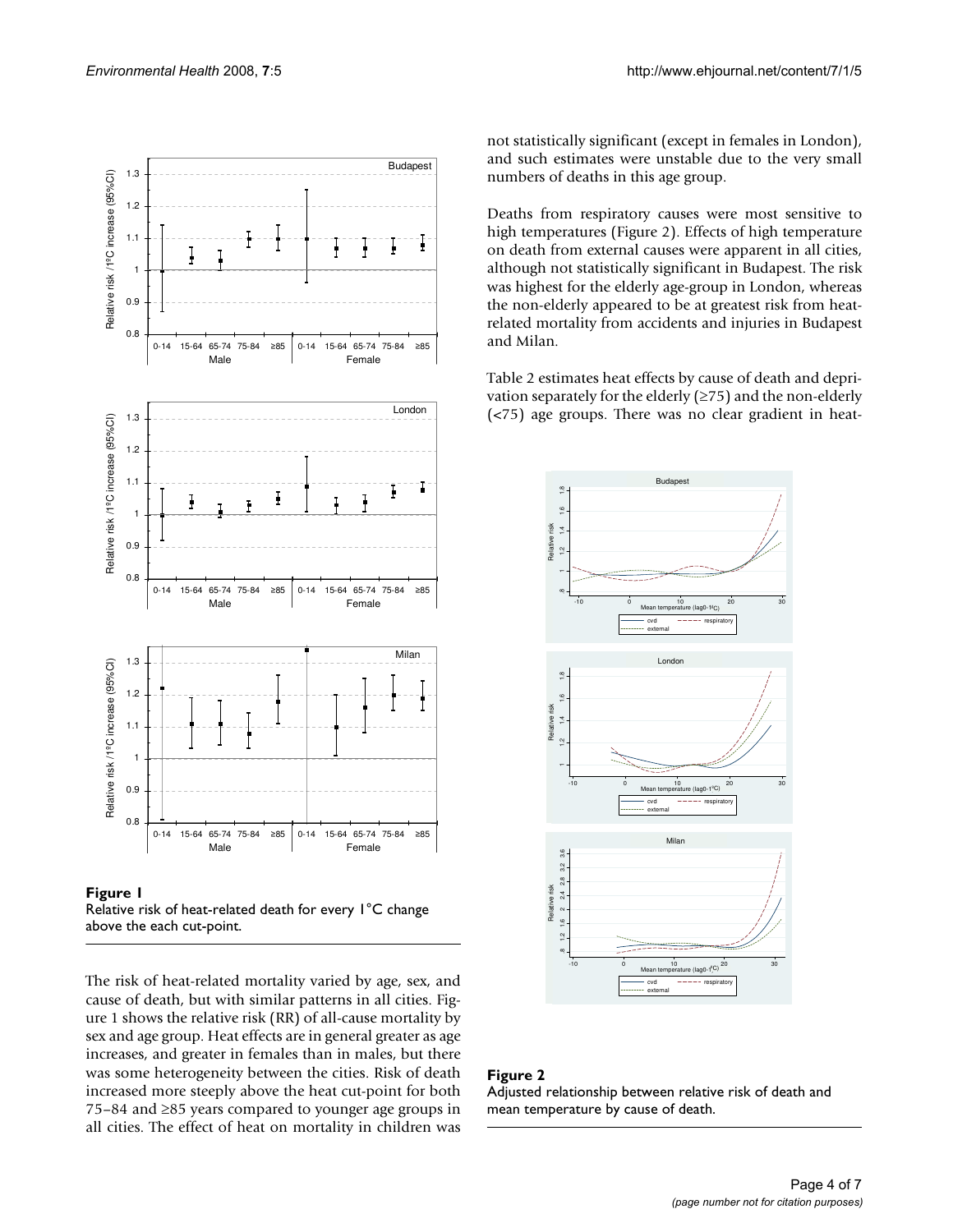not statistically significant (except in females in London), and such estimates were unstable due to the very small numbers of deaths in this age group.

Deaths from respiratory causes were most sensitive to high temperatures (Figure 2). Effects of high temperature on death from external causes were apparent in all cities, although not statistically significant in Budapest. The risk was highest for the elderly age-group in London, whereas the non-elderly appeared to be at greatest risk from heat-related mortality from accidents and injuries in Budapest and Milan.

Table 2 estimates heat effects by cause of death and deprivation separately for the elderly (≥75) and the non-elderly (<75) age groups. There was no clear gradient in heat-

**Figure 1**
Relative risk of heat-related death for every 1°C change above the each cut-point.

The risk of heat-related mortality varied by age, sex, and cause of death, but with similar patterns in all cities. Figure 1 shows the relative risk (RR) of all-cause mortality by sex and age group. Heat effects are in general greater as age increases, and greater in females than in males, but there was some heterogeneity between the cities. Risk of death increased more steeply above the heat cut-point for both 75–84 and ≥85 years compared to younger age groups in all cities. The effect of heat on mortality in children was

**Figure 2**
Adjusted relationship between relative risk of death and mean temperature by cause of death.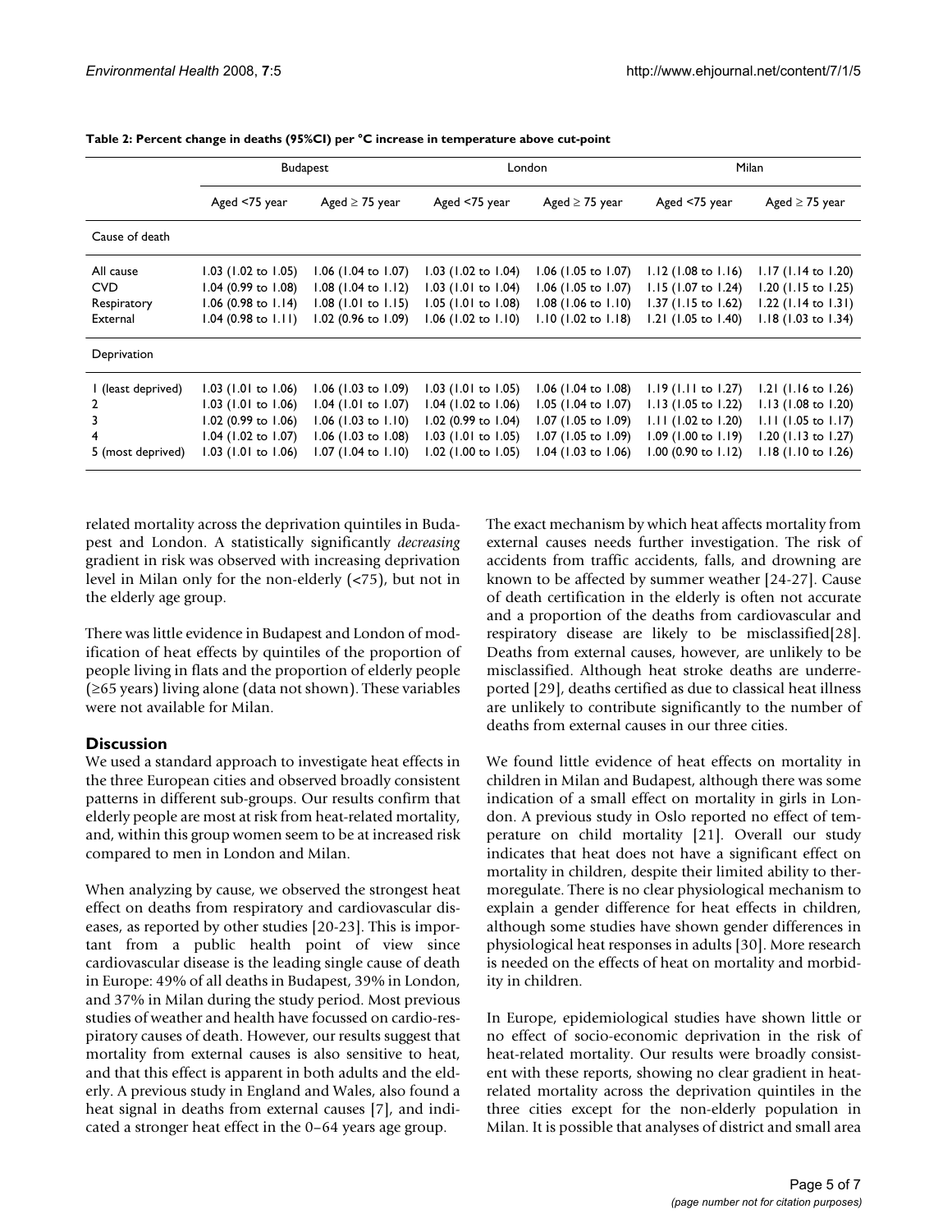**Table 2: Percent change in deaths (95%CI) per °C increase in temperature above cut-point**

| | Budapest | | London | | Milan | |
|---|---|---|---|---|---|---|
| | Aged <75 year | Aged ≥ 75 year | Aged <75 year | Aged ≥ 75 year | Aged <75 year | Aged ≥ 75 year |
| Cause of death | | | | | | |
| All cause | 1.03 (1.02 to 1.05) | 1.06 (1.04 to 1.07) | 1.03 (1.02 to 1.04) | 1.06 (1.05 to 1.07) | 1.12 (1.08 to 1.16) | 1.17 (1.14 to 1.20) |
| CVD | 1.04 (0.99 to 1.08) | 1.08 (1.04 to 1.12) | 1.03 (1.01 to 1.04) | 1.06 (1.05 to 1.07) | 1.15 (1.07 to 1.24) | 1.20 (1.15 to 1.25) |
| Respiratory | 1.06 (0.98 to 1.14) | 1.08 (1.01 to 1.15) | 1.05 (1.01 to 1.08) | 1.08 (1.06 to 1.10) | 1.37 (1.15 to 1.62) | 1.22 (1.14 to 1.31) |
| External | 1.04 (0.98 to 1.11) | 1.02 (0.96 to 1.09) | 1.06 (1.02 to 1.10) | 1.10 (1.02 to 1.18) | 1.21 (1.05 to 1.40) | 1.18 (1.03 to 1.34) |
| Deprivation | | | | | | |
| 1 (least deprived) | 1.03 (1.01 to 1.06) | 1.06 (1.03 to 1.09) | 1.03 (1.01 to 1.05) | 1.06 (1.04 to 1.08) | 1.19 (1.11 to 1.27) | 1.21 (1.16 to 1.26) |
| 2 | 1.03 (1.01 to 1.06) | 1.04 (1.01 to 1.07) | 1.04 (1.02 to 1.06) | 1.05 (1.04 to 1.07) | 1.13 (1.05 to 1.22) | 1.13 (1.08 to 1.20) |
| 3 | 1.02 (0.99 to 1.06) | 1.06 (1.03 to 1.10) | 1.02 (0.99 to 1.04) | 1.07 (1.05 to 1.09) | 1.11 (1.02 to 1.20) | 1.11 (1.05 to 1.17) |
| 4 | 1.04 (1.02 to 1.07) | 1.06 (1.03 to 1.08) | 1.03 (1.01 to 1.05) | 1.07 (1.05 to 1.09) | 1.09 (1.00 to 1.19) | 1.20 (1.13 to 1.27) |
| 5 (most deprived) | 1.03 (1.01 to 1.06) | 1.07 (1.04 to 1.10) | 1.02 (1.00 to 1.05) | 1.04 (1.03 to 1.06) | 1.00 (0.90 to 1.12) | 1.18 (1.10 to 1.26) |

related mortality across the deprivation quintiles in Budapest and London. A statistically significantly *decreasing* gradient in risk was observed with increasing deprivation level in Milan only for the non-elderly (<75), but not in the elderly age group.

There was little evidence in Budapest and London of modification of heat effects by quintiles of the proportion of people living in flats and the proportion of elderly people (≥65 years) living alone (data not shown). These variables were not available for Milan.

## Discussion

We used a standard approach to investigate heat effects in the three European cities and observed broadly consistent patterns in different sub-groups. Our results confirm that elderly people are most at risk from heat-related mortality, and, within this group women seem to be at increased risk compared to men in London and Milan.

When analyzing by cause, we observed the strongest heat effect on deaths from respiratory and cardiovascular diseases, as reported by other studies [20-23]. This is important from a public health point of view since cardiovascular disease is the leading single cause of death in Europe: 49% of all deaths in Budapest, 39% in London, and 37% in Milan during the study period. Most previous studies of weather and health have focussed on cardio-respiratory causes of death. However, our results suggest that mortality from external causes is also sensitive to heat, and that this effect is apparent in both adults and the elderly. A previous study in England and Wales, also found a heat signal in deaths from external causes [7], and indicated a stronger heat effect in the 0–64 years age group.

The exact mechanism by which heat affects mortality from external causes needs further investigation. The risk of accidents from traffic accidents, falls, and drowning are known to be affected by summer weather [24-27]. Cause of death certification in the elderly is often not accurate and a proportion of the deaths from cardiovascular and respiratory disease are likely to be misclassified[28]. Deaths from external causes, however, are unlikely to be misclassified. Although heat stroke deaths are underreported [29], deaths certified as due to classical heat illness are unlikely to contribute significantly to the number of deaths from external causes in our three cities.

We found little evidence of heat effects on mortality in children in Milan and Budapest, although there was some indication of a small effect on mortality in girls in London. A previous study in Oslo reported no effect of temperature on child mortality [21]. Overall our study indicates that heat does not have a significant effect on mortality in children, despite their limited ability to thermoregulate. There is no clear physiological mechanism to explain a gender difference for heat effects in children, although some studies have shown gender differences in physiological heat responses in adults [30]. More research is needed on the effects of heat on mortality and morbidity in children.

In Europe, epidemiological studies have shown little or no effect of socio-economic deprivation in the risk of heat-related mortality. Our results were broadly consistent with these reports, showing no clear gradient in heat-related mortality across the deprivation quintiles in the three cities except for the non-elderly population in Milan. It is possible that analyses of district and small area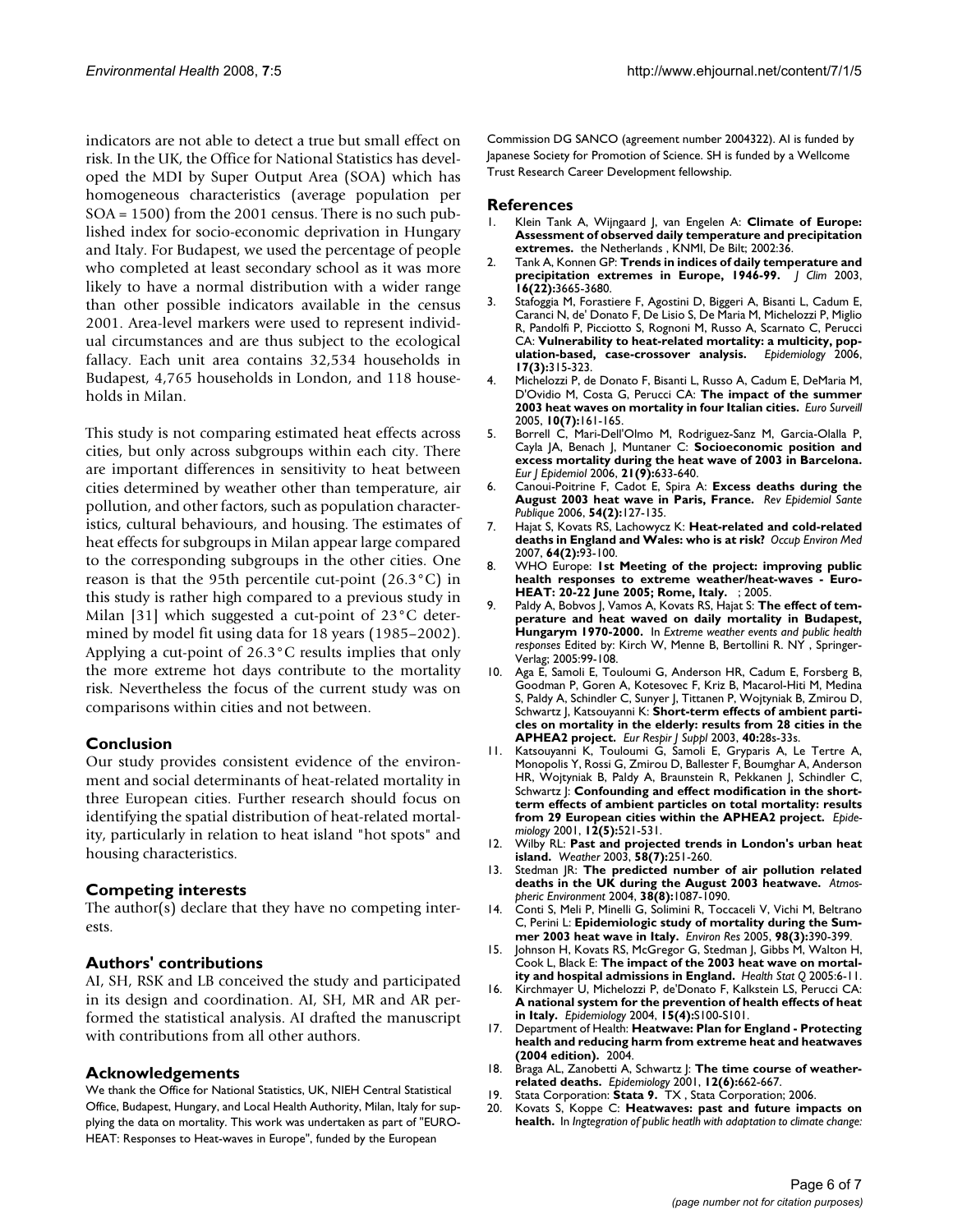indicators are not able to detect a true but small effect on risk. In the UK, the Office for National Statistics has developed the MDI by Super Output Area (SOA) which has homogeneous characteristics (average population per SOA = 1500) from the 2001 census. There is no such published index for socio-economic deprivation in Hungary and Italy. For Budapest, we used the percentage of people who completed at least secondary school as it was more likely to have a normal distribution with a wider range than other possible indicators available in the census 2001. Area-level markers were used to represent individual circumstances and are thus subject to the ecological fallacy. Each unit area contains 32,534 households in Budapest, 4,765 households in London, and 118 households in Milan.

This study is not comparing estimated heat effects across cities, but only across subgroups within each city. There are important differences in sensitivity to heat between cities determined by weather other than temperature, air pollution, and other factors, such as population characteristics, cultural behaviours, and housing. The estimates of heat effects for subgroups in Milan appear large compared to the corresponding subgroups in the other cities. One reason is that the 95th percentile cut-point (26.3°C) in this study is rather high compared to a previous study in Milan [31] which suggested a cut-point of 23°C determined by model fit using data for 18 years (1985–2002). Applying a cut-point of 26.3°C results implies that only the more extreme hot days contribute to the mortality risk. Nevertheless the focus of the current study was on comparisons within cities and not between.

## Conclusion

Our study provides consistent evidence of the environment and social determinants of heat-related mortality in three European cities. Further research should focus on identifying the spatial distribution of heat-related mortality, particularly in relation to heat island "hot spots" and housing characteristics.

## Competing interests

The author(s) declare that they have no competing interests.

## Authors' contributions

AI, SH, RSK and LB conceived the study and participated in its design and coordination. AI, SH, MR and AR performed the statistical analysis. AI drafted the manuscript with contributions from all other authors.

## Acknowledgements

We thank the Office for National Statistics, UK, NIEH Central Statistical Office, Budapest, Hungary, and Local Health Authority, Milan, Italy for supplying the data on mortality. This work was undertaken as part of "EURO-HEAT: Responses to Heat-waves in Europe", funded by the European Commission DG SANCO (agreement number 2004322). AI is funded by Japanese Society for Promotion of Science. SH is funded by a Wellcome Trust Research Career Development fellowship.

## References

1. Klein Tank A, Wijngaard J, van Engelen A: **Climate of Europe: Assessment of observed daily temperature and precipitation extremes.** the Netherlands , KNMI, De Bilt; 2002:36.
2. Tank A, Konnen GP: **Trends in indices of daily temperature and precipitation extremes in Europe, 1946-99.** *J Clim* 2003, **16(22):**3665-3680.
3. Stafoggia M, Forastiere F, Agostini D, Biggeri A, Bisanti L, Cadum E, Caranci N, de' Donato F, De Lisio S, De Maria M, Michelozzi P, Miglio R, Pandolfi P, Picciotto S, Rognoni M, Russo A, Scarnato C, Perucci CA: **Vulnerability to heat-related mortality: a multicity, population-based, case-crossover analysis.** *Epidemiology* 2006, **17(3):**315-323.
4. Michelozzi P, de Donato F, Bisanti L, Russo A, Cadum E, DeMaria M, D'Ovidio M, Costa G, Perucci CA: **The impact of the summer 2003 heat waves on mortality in four Italian cities.** *Euro Surveill* 2005, **10(7):**161-165.
5. Borrell C, Mari-Dell'Olmo M, Rodriguez-Sanz M, Garcia-Olalla P, Cayla JA, Benach J, Muntaner C: **Socioeconomic position and excess mortality during the heat wave of 2003 in Barcelona.** *Eur J Epidemiol* 2006, **21(9):**633-640.
6. Canoui-Poitrine F, Cadot E, Spira A: **Excess deaths during the August 2003 heat wave in Paris, France.** *Rev Epidemiol Sante Publique* 2006, **54(2):**127-135.
7. Hajat S, Kovats RS, Lachowycz K: **Heat-related and cold-related deaths in England and Wales: who is at risk?** *Occup Environ Med* 2007, **64(2):**93-100.
8. WHO Europe: **1st Meeting of the project: improving public health responses to extreme weather/heat-waves - Euro-HEAT: 20-22 June 2005; Rome, Italy.** ; 2005.
9. Paldy A, Bobvos J, Vamos A, Kovats RS, Hajat S: **The effect of temperature and heat waved on daily mortality in Budapest, Hungarym 1970-2000.** In *Extreme weather events and public health responses* Edited by: Kirch W, Menne B, Bertollini R. NY , Springer-Verlag; 2005:99-108.
10. Aga E, Samoli E, Touloumi G, Anderson HR, Cadum E, Forsberg B, Goodman P, Goren A, Kotesovec F, Kriz B, Macarol-Hiti M, Medina S, Paldy A, Schindler C, Sunyer J, Tittanen P, Wojtyniak B, Zmirou D, Schwartz J, Katsouyanni K: **Short-term effects of ambient particles on mortality in the elderly: results from 28 cities in the APHEA2 project.** *Eur Respir J Suppl* 2003, **40:**28s-33s.
11. Katsouyanni K, Touloumi G, Samoli E, Gryparis A, Le Tertre A, Monopolis Y, Rossi G, Zmirou D, Ballester F, Boumghar A, Anderson HR, Wojtyniak B, Paldy A, Braunstein R, Pekkanen J, Schindler C, Schwartz J: **Confounding and effect modification in the short-term effects of ambient particles on total mortality: results from 29 European cities within the APHEA2 project.** *Epidemiology* 2001, **12(5):**521-531.
12. Wilby RL: **Past and projected trends in London's urban heat island.** *Weather* 2003, **58(7):**251-260.
13. Stedman JR: **The predicted number of air pollution related deaths in the UK during the August 2003 heatwave.** *Atmospheric Environment* 2004, **38(8):**1087-1090.
14. Conti S, Meli P, Minelli G, Solimini R, Toccaceli V, Vichi M, Beltrano C, Perini L: **Epidemiologic study of mortality during the Summer 2003 heat wave in Italy.** *Environ Res* 2005, **98(3):**390-399.
15. Johnson H, Kovats RS, McGregor G, Stedman J, Gibbs M, Walton H, Cook L, Black E: **The impact of the 2003 heat wave on mortality and hospital admissions in England.** *Health Stat Q* 2005:6-11.
16. Kirchmayer U, Michelozzi P, de'Donato F, Kalkstein LS, Perucci CA: **A national system for the prevention of health effects of heat in Italy.** *Epidemiology* 2004, **15(4):**S100-S101.
17. Department of Health: **Heatwave: Plan for England - Protecting health and reducing harm from extreme heat and heatwaves (2004 edition).** 2004.
18. Braga AL, Zanobetti A, Schwartz J: **The time course of weather-related deaths.** *Epidemiology* 2001, **12(6):**662-667.
19. Stata Corporation: **Stata 9.** TX , Stata Corporation; 2006.
20. Kovats S, Koppe C: **Heatwaves: past and future impacts on health.** In *Ingtegration of public heatlh with adaptation to climate change:*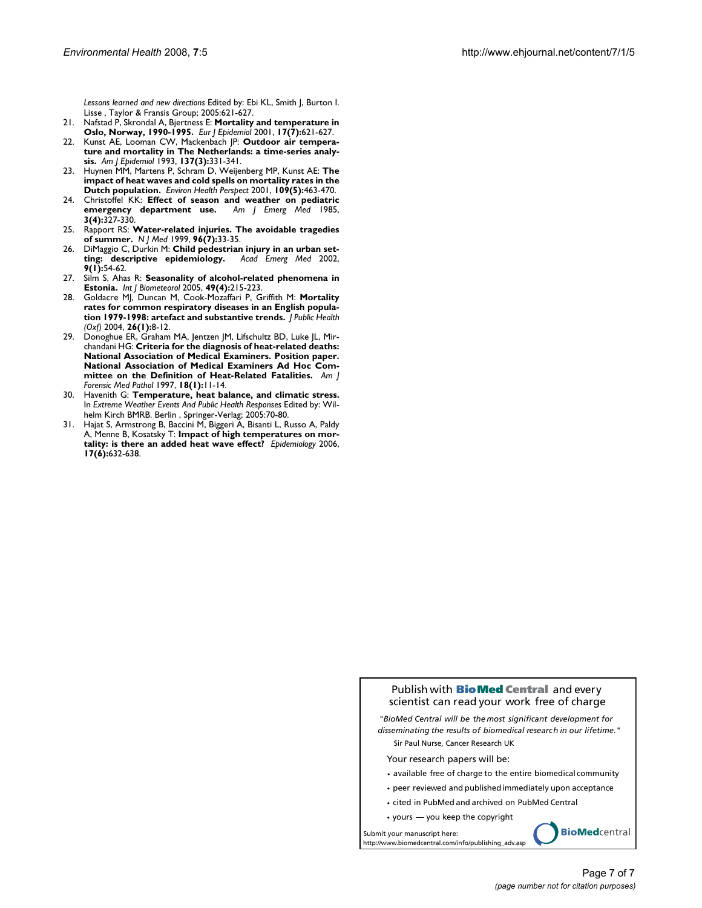*Lessons learned and new directions* Edited by: Ebi KL, Smith J, Burton I. Lisse , Taylor & Fransis Group; 2005:621-627.

21. Nafstad P, Skrondal A, Bjertness E: **Mortality and temperature in Oslo, Norway, 1990-1995.** *Eur J Epidemiol* 2001, **17(7):**621-627.
22. Kunst AE, Looman CW, Mackenbach JP: **Outdoor air temperature and mortality in The Netherlands: a time-series analysis.** *Am J Epidemiol* 1993, **137(3):**331-341.
23. Huynen MM, Martens P, Schram D, Weijenberg MP, Kunst AE: **The impact of heat waves and cold spells on mortality rates in the Dutch population.** *Environ Health Perspect* 2001, **109(5):**463-470.
24. Christoffel KK: **Effect of season and weather on pediatric emergency department use.** *Am J Emerg Med* 1985, **3(4):**327-330.
25. Rapport RS: **Water-related injuries. The avoidable tragedies of summer.** *N J Med* 1999, **96(7):**33-35.
26. DiMaggio C, Durkin M: **Child pedestrian injury in an urban setting: descriptive epidemiology.** *Acad Emerg Med* 2002, **9(1):**54-62.
27. Silm S, Ahas R: **Seasonality of alcohol-related phenomena in Estonia.** *Int J Biometeorol* 2005, **49(4):**215-223.
28. Goldacre MJ, Duncan M, Cook-Mozaffari P, Griffith M: **Mortality rates for common respiratory diseases in an English population 1979-1998: artefact and substantive trends.** *J Public Health (Oxf)* 2004, **26(1):**8-12.
29. Donoghue ER, Graham MA, Jentzen JM, Lifschultz BD, Luke JL, Mirchandani HG: **Criteria for the diagnosis of heat-related deaths: National Association of Medical Examiners. Position paper. National Association of Medical Examiners Ad Hoc Committee on the Definition of Heat-Related Fatalities.** *Am J Forensic Med Pathol* 1997, **18(1):**11-14.
30. Havenith G: **Temperature, heat balance, and climatic stress.** In *Extreme Weather Events And Public Health Responses* Edited by: Wilhelm Kirch BMRB. Berlin , Springer-Verlag; 2005:70-80.
31. Hajat S, Armstrong B, Baccini M, Biggeri A, Bisanti L, Russo A, Paldy A, Menne B, Kosatsky T: **Impact of high temperatures on mortality: is there an added heat wave effect?** *Epidemiology* 2006, **17(6):**632-638.

Publish with **BioMed Central** and every scientist can read your work free of charge

*"BioMed Central will be the most significant development for disseminating the results of biomedical research in our lifetime."*

Sir Paul Nurse, Cancer Research UK

Your research papers will be:

- available free of charge to the entire biomedical community
- peer reviewed and published immediately upon acceptance
- cited in PubMed and archived on PubMed Central
- yours — you keep the copyright

Submit your manuscript here:
http://www.biomedcentral.com/info/publishing_adv.asp

**BioMed**central